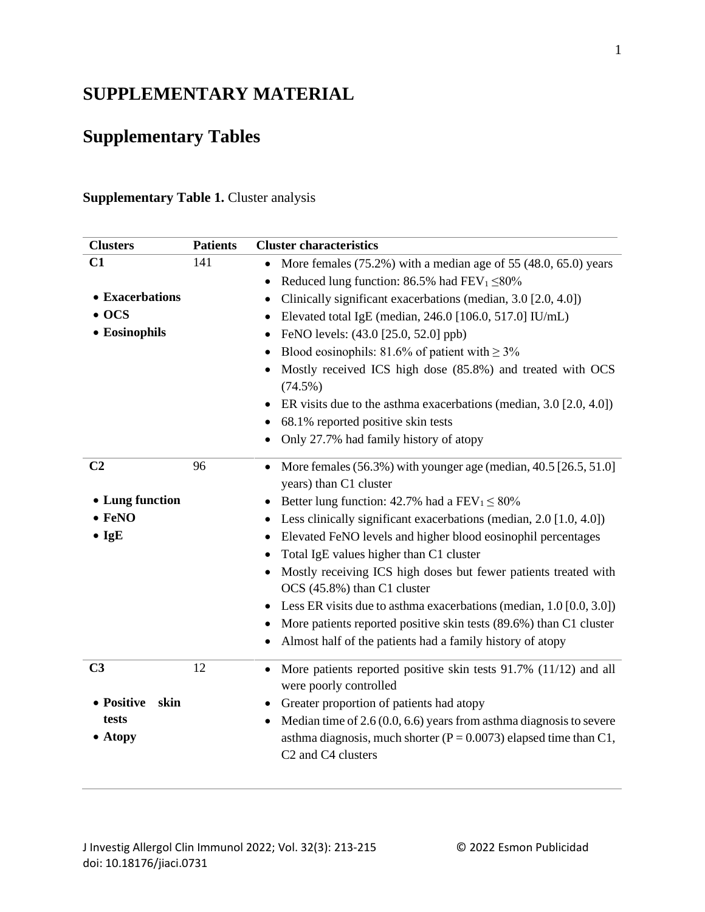# SUPPLEMENTARY MATERIAL

# Supplementary Tables

**Supplementary Table 1.** Cluster analysis

| Clusters | Patients | Cluster characteristics |
| --- | --- | --- |
| **C1**<br><br>• **Exacerbations**<br>• **OCS**<br>• **Eosinophils** | 141 | • More females (75.2%) with a median age of 55 (48.0, 65.0) years<br>• Reduced lung function: 86.5% had $FEV_1 \leq 80\%$<br>• Clinically significant exacerbations (median, 3.0 [2.0, 4.0])<br>• Elevated total IgE (median, 246.0 [106.0, 517.0] IU/mL)<br>• FeNO levels: (43.0 [25.0, 52.0] ppb)<br>• Blood eosinophils: 81.6% of patient with ≥ 3%<br>• Mostly received ICS high dose (85.8%) and treated with OCS (74.5%)<br>• ER visits due to the asthma exacerbations (median, 3.0 [2.0, 4.0])<br>• 68.1% reported positive skin tests<br>• Only 27.7% had family history of atopy |
| **C2**<br><br>• **Lung function**<br>• **FeNO**<br>• **IgE** | 96 | • More females (56.3%) with younger age (median, 40.5 [26.5, 51.0] years) than C1 cluster<br>• Better lung function: 42.7% had a $FEV_1 \leq 80\%$<br>• Less clinically significant exacerbations (median, 2.0 [1.0, 4.0])<br>• Elevated FeNO levels and higher blood eosinophil percentages<br>• Total IgE values higher than C1 cluster<br>• Mostly receiving ICS high doses but fewer patients treated with OCS (45.8%) than C1 cluster<br>• Less ER visits due to asthma exacerbations (median, 1.0 [0.0, 3.0])<br>• More patients reported positive skin tests (89.6%) than C1 cluster<br>• Almost half of the patients had a family history of atopy |
| **C3**<br><br>• **Positive skin tests**<br>• **Atopy** | 12 | • More patients reported positive skin tests 91.7% (11/12) and all were poorly controlled<br>• Greater proportion of patients had atopy<br>• Median time of 2.6 (0.0, 6.6) years from asthma diagnosis to severe asthma diagnosis, much shorter ($P = 0.0073$) elapsed time than C1, C2 and C4 clusters |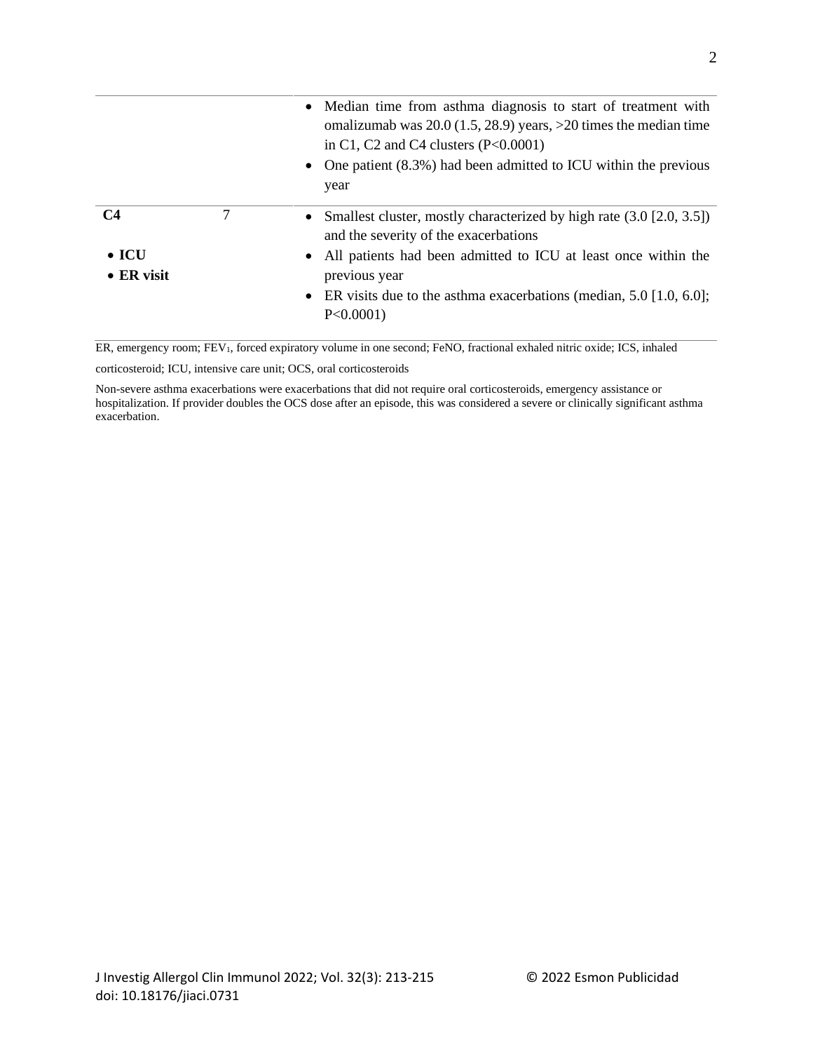| | | |
|---|---|---|
| | | • Median time from asthma diagnosis to start of treatment with omalizumab was 20.0 (1.5, 28.9) years, >20 times the median time in C1, C2 and C4 clusters (P<0.0001)<br>• One patient (8.3%) had been admitted to ICU within the previous year |
| **C4**<br><br>• **ICU**<br>• **ER visit** | 7 | • Smallest cluster, mostly characterized by high rate (3.0 [2.0, 3.5]) and the severity of the exacerbations<br>• All patients had been admitted to ICU at least once within the previous year<br>• ER visits due to the asthma exacerbations (median, 5.0 [1.0, 6.0]; P<0.0001) |

ER, emergency room; $FEV_1$, forced expiratory volume in one second; FeNO, fractional exhaled nitric oxide; ICS, inhaled corticosteroid; ICU, intensive care unit; OCS, oral corticosteroids

Non-severe asthma exacerbations were exacerbations that did not require oral corticosteroids, emergency assistance or hospitalization. If provider doubles the OCS dose after an episode, this was considered a severe or clinically significant asthma exacerbation.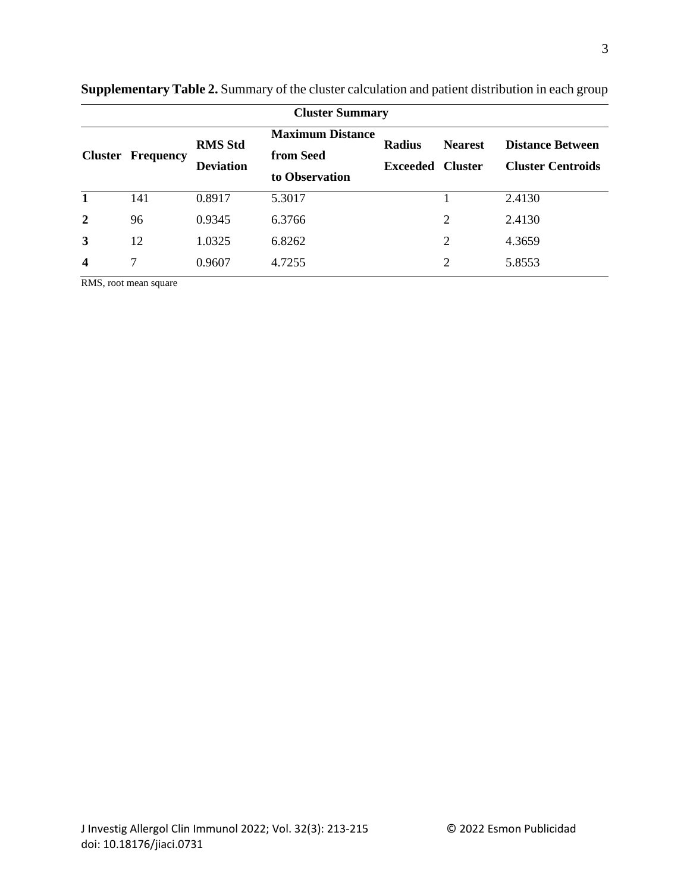**Supplementary Table 2.** Summary of the cluster calculation and patient distribution in each group

| Cluster Summary | | | | | | |
|---|---|---|---|---|---|---|
| **Cluster** | **Frequency** | **RMS Std Deviation** | **Maximum Distance from Seed to Observation** | **Radius Exceeded** | **Nearest Cluster** | **Distance Between Cluster Centroids** |
| **1** | 141 | 0.8917 | 5.3017 | | 1 | 2.4130 |
| **2** | 96 | 0.9345 | 6.3766 | | 2 | 2.4130 |
| **3** | 12 | 1.0325 | 6.8262 | | 2 | 4.3659 |
| **4** | 7 | 0.9607 | 4.7255 | | 2 | 5.8553 |

RMS, root mean square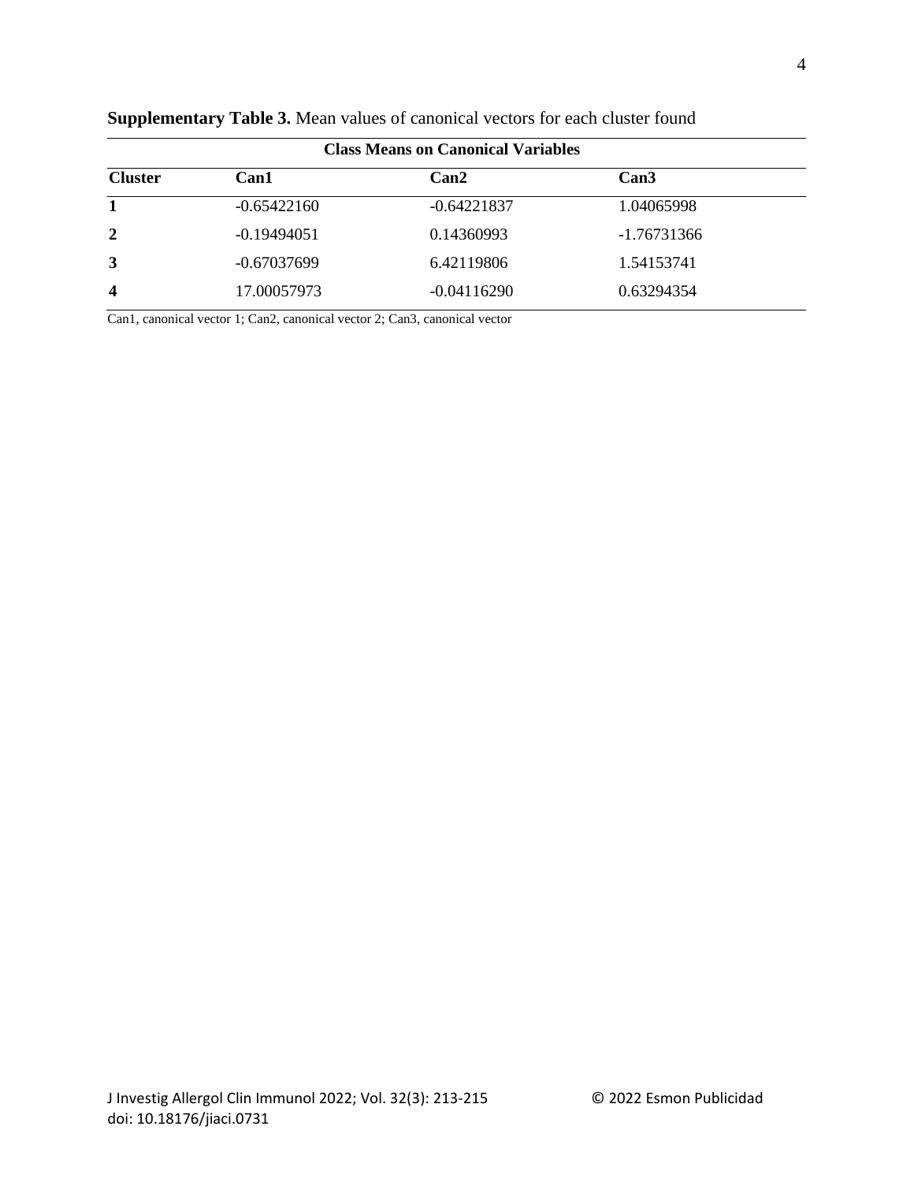**Supplementary Table 3.** Mean values of canonical vectors for each cluster found

| **Class Means on Canonical Variables** | | | |
|---|---|---|---|
| **Cluster** | **Can1** | **Can2** | **Can3** |
| **1** | -0.65422160 | -0.64221837 | 1.04065998 |
| **2** | -0.19494051 | 0.14360993 | -1.76731366 |
| **3** | -0.67037699 | 6.42119806 | 1.54153741 |
| **4** | 17.00057973 | -0.04116290 | 0.63294354 |

Can1, canonical vector 1; Can2, canonical vector 2; Can3, canonical vector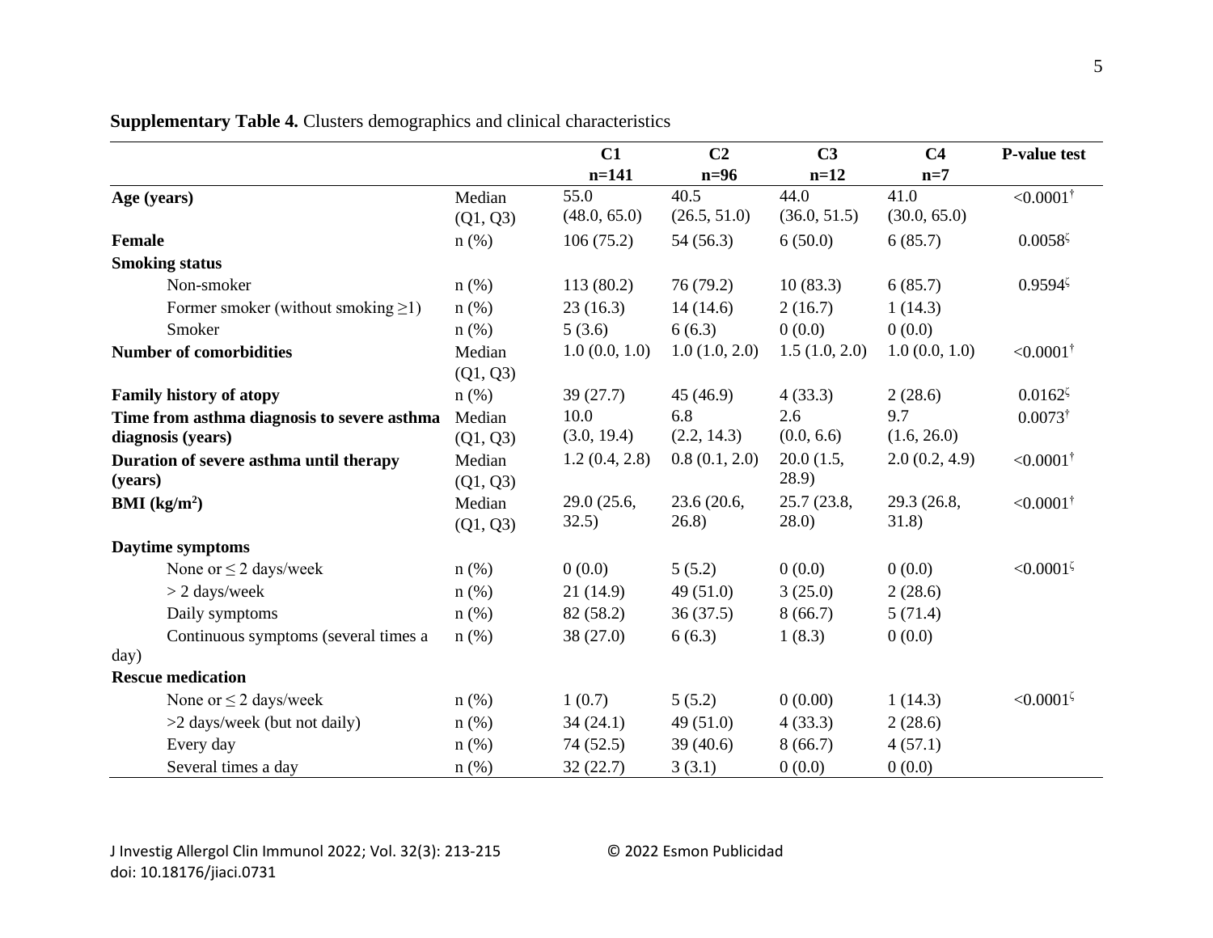**Supplementary Table 4.** Clusters demographics and clinical characteristics

| | | C1 n=141 | C2 n=96 | C3 n=12 | C4 n=7 | P-value test |
|---|---|---|---|---|---|---|
| **Age (years)** | Median (Q1, Q3) | 55.0 (48.0, 65.0) | 40.5 (26.5, 51.0) | 44.0 (36.0, 51.5) | 41.0 (30.0, 65.0) | <0.0001[†] |
| **Female** | n (%) | 106 (75.2) | 54 (56.3) | 6 (50.0) | 6 (85.7) | 0.0058[ζ] |
| **Smoking status** | | | | | | |
| Non-smoker | n (%) | 113 (80.2) | 76 (79.2) | 10 (83.3) | 6 (85.7) | 0.9594[ζ] |
| Former smoker (without smoking ≥1) | n (%) | 23 (16.3) | 14 (14.6) | 2 (16.7) | 1 (14.3) | |
| Smoker | n (%) | 5 (3.6) | 6 (6.3) | 0 (0.0) | 0 (0.0) | |
| **Number of comorbidities** | Median (Q1, Q3) | 1.0 (0.0, 1.0) | 1.0 (1.0, 2.0) | 1.5 (1.0, 2.0) | 1.0 (0.0, 1.0) | <0.0001[†] |
| **Family history of atopy** | n (%) | 39 (27.7) | 45 (46.9) | 4 (33.3) | 2 (28.6) | 0.0162[ζ] |
| **Time from asthma diagnosis to severe asthma diagnosis (years)** | Median (Q1, Q3) | 10.0 (3.0, 19.4) | 6.8 (2.2, 14.3) | 2.6 (0.0, 6.6) | 9.7 (1.6, 26.0) | 0.0073[†] |
| **Duration of severe asthma until therapy (years)** | Median (Q1, Q3) | 1.2 (0.4, 2.8) | 0.8 (0.1, 2.0) | 20.0 (1.5, 28.9) | 2.0 (0.2, 4.9) | <0.0001[†] |
| **BMI (kg/m$^2$)** | Median (Q1, Q3) | 29.0 (25.6, 32.5) | 23.6 (20.6, 26.8) | 25.7 (23.8, 28.0) | 29.3 (26.8, 31.8) | <0.0001[†] |
| **Daytime symptoms** | | | | | | |
| None or ≤ 2 days/week | n (%) | 0 (0.0) | 5 (5.2) | 0 (0.0) | 0 (0.0) | <0.0001[ζ] |
| > 2 days/week | n (%) | 21 (14.9) | 49 (51.0) | 3 (25.0) | 2 (28.6) | |
| Daily symptoms | n (%) | 82 (58.2) | 36 (37.5) | 8 (66.7) | 5 (71.4) | |
| Continuous symptoms (several times a day) | n (%) | 38 (27.0) | 6 (6.3) | 1 (8.3) | 0 (0.0) | |
| **Rescue medication** | | | | | | |
| None or ≤ 2 days/week | n (%) | 1 (0.7) | 5 (5.2) | 0 (0.00) | 1 (14.3) | <0.0001[ζ] |
| >2 days/week (but not daily) | n (%) | 34 (24.1) | 49 (51.0) | 4 (33.3) | 2 (28.6) | |
| Every day | n (%) | 74 (52.5) | 39 (40.6) | 8 (66.7) | 4 (57.1) | |
| Several times a day | n (%) | 32 (22.7) | 3 (3.1) | 0 (0.0) | 0 (0.0) | |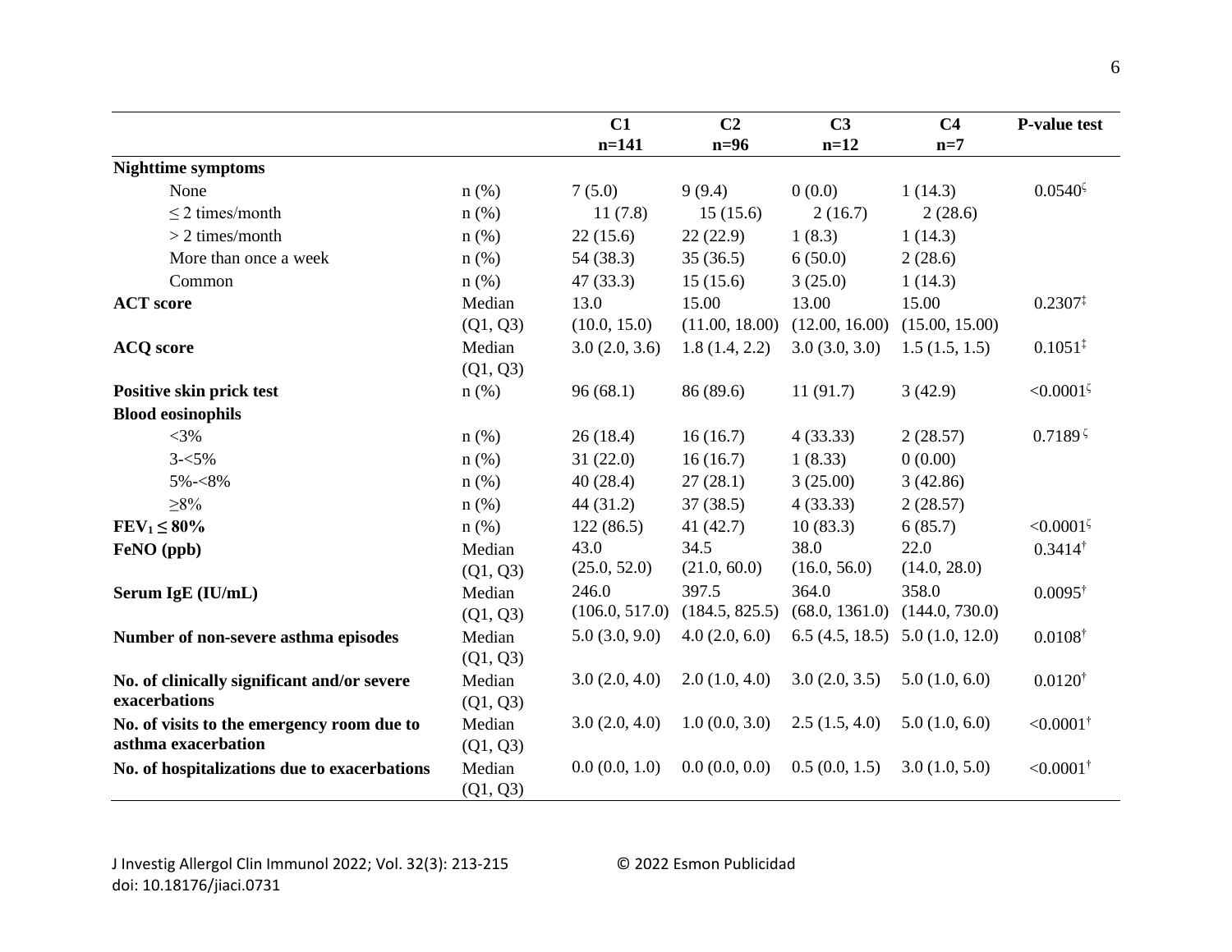| | | C1 n=141 | C2 n=96 | C3 n=12 | C4 n=7 | P-value test |
|---|---|---|---|---|---|---|
| **Nighttime symptoms** | | | | | | |
| None | n (%) | 7 (5.0) | 9 (9.4) | 0 (0.0) | 1 (14.3) | 0.0540[ζ] |
| ≤ 2 times/month | n (%) | 11 (7.8) | 15 (15.6) | 2 (16.7) | 2 (28.6) | |
| > 2 times/month | n (%) | 22 (15.6) | 22 (22.9) | 1 (8.3) | 1 (14.3) | |
| More than once a week | n (%) | 54 (38.3) | 35 (36.5) | 6 (50.0) | 2 (28.6) | |
| Common | n (%) | 47 (33.3) | 15 (15.6) | 3 (25.0) | 1 (14.3) | |
| **ACT score** | Median (Q1, Q3) | 13.0 (10.0, 15.0) | 15.00 (11.00, 18.00) | 13.00 (12.00, 16.00) | 15.00 (15.00, 15.00) | 0.2307[‡] |
| **ACQ score** | Median (Q1, Q3) | 3.0 (2.0, 3.6) | 1.8 (1.4, 2.2) | 3.0 (3.0, 3.0) | 1.5 (1.5, 1.5) | 0.1051[‡] |
| **Positive skin prick test** | n (%) | 96 (68.1) | 86 (89.6) | 11 (91.7) | 3 (42.9) | <0.0001[ζ] |
| **Blood eosinophils** | | | | | | |
| <3% | n (%) | 26 (18.4) | 16 (16.7) | 4 (33.33) | 2 (28.57) | 0.7189[ζ] |
| 3-<5% | n (%) | 31 (22.0) | 16 (16.7) | 1 (8.33) | 0 (0.00) | |
| 5%-<8% | n (%) | 40 (28.4) | 27 (28.1) | 3 (25.00) | 3 (42.86) | |
| ≥8% | n (%) | 44 (31.2) | 37 (38.5) | 4 (33.33) | 2 (28.57) | |
| **$FEV_1$ ≤ 80%** | n (%) | 122 (86.5) | 41 (42.7) | 10 (83.3) | 6 (85.7) | <0.0001[ζ] |
| **FeNO (ppb)** | Median (Q1, Q3) | 43.0 (25.0, 52.0) | 34.5 (21.0, 60.0) | 38.0 (16.0, 56.0) | 22.0 (14.0, 28.0) | 0.3414[†] |
| **Serum IgE (IU/mL)** | Median (Q1, Q3) | 246.0 (106.0, 517.0) | 397.5 (184.5, 825.5) | 364.0 (68.0, 1361.0) | 358.0 (144.0, 730.0) | 0.0095[†] |
| **Number of non-severe asthma episodes** | Median (Q1, Q3) | 5.0 (3.0, 9.0) | 4.0 (2.0, 6.0) | 6.5 (4.5, 18.5) | 5.0 (1.0, 12.0) | 0.0108[†] |
| **No. of clinically significant and/or severe exacerbations** | Median (Q1, Q3) | 3.0 (2.0, 4.0) | 2.0 (1.0, 4.0) | 3.0 (2.0, 3.5) | 5.0 (1.0, 6.0) | 0.0120[†] |
| **No. of visits to the emergency room due to asthma exacerbation** | Median (Q1, Q3) | 3.0 (2.0, 4.0) | 1.0 (0.0, 3.0) | 2.5 (1.5, 4.0) | 5.0 (1.0, 6.0) | <0.0001[†] |
| **No. of hospitalizations due to exacerbations** | Median (Q1, Q3) | 0.0 (0.0, 1.0) | 0.0 (0.0, 0.0) | 0.5 (0.0, 1.5) | 3.0 (1.0, 5.0) | <0.0001[†] |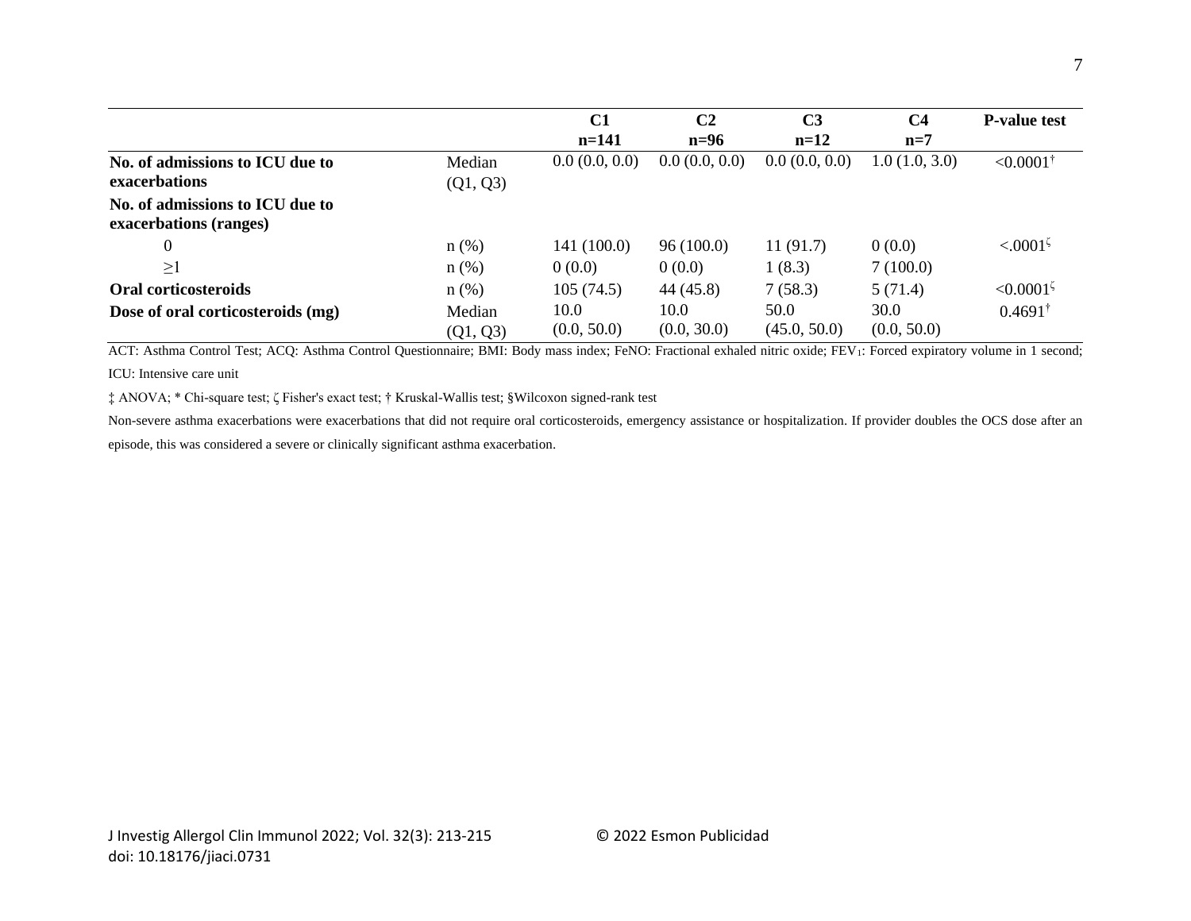| | | C1 n=141 | C2 n=96 | C3 n=12 | C4 n=7 | P-value test |
|---|---|---|---|---|---|---|
| **No. of admissions to ICU due to exacerbations** | Median (Q1, Q3) | 0.0 (0.0, 0.0) | 0.0 (0.0, 0.0) | 0.0 (0.0, 0.0) | 1.0 (1.0, 3.0) | <0.0001† |
| **No. of admissions to ICU due to exacerbations (ranges)** | | | | | | |
| 0 | n (%) | 141 (100.0) | 96 (100.0) | 11 (91.7) | 0 (0.0) | <.0001ζ |
| ≥1 | n (%) | 0 (0.0) | 0 (0.0) | 1 (8.3) | 7 (100.0) | |
| **Oral corticosteroids** | n (%) | 105 (74.5) | 44 (45.8) | 7 (58.3) | 5 (71.4) | <0.0001ζ |
| **Dose of oral corticosteroids (mg)** | Median (Q1, Q3) | 10.0 (0.0, 50.0) | 10.0 (0.0, 30.0) | 50.0 (45.0, 50.0) | 30.0 (0.0, 50.0) | 0.4691† |

ACT: Asthma Control Test; ACQ: Asthma Control Questionnaire; BMI: Body mass index; FeNO: Fractional exhaled nitric oxide; $FEV_1$: Forced expiratory volume in 1 second; ICU: Intensive care unit

‡ ANOVA; * Chi-square test; ζ Fisher's exact test; † Kruskal-Wallis test; §Wilcoxon signed-rank test

Non-severe asthma exacerbations were exacerbations that did not require oral corticosteroids, emergency assistance or hospitalization. If provider doubles the OCS dose after an episode, this was considered a severe or clinically significant asthma exacerbation.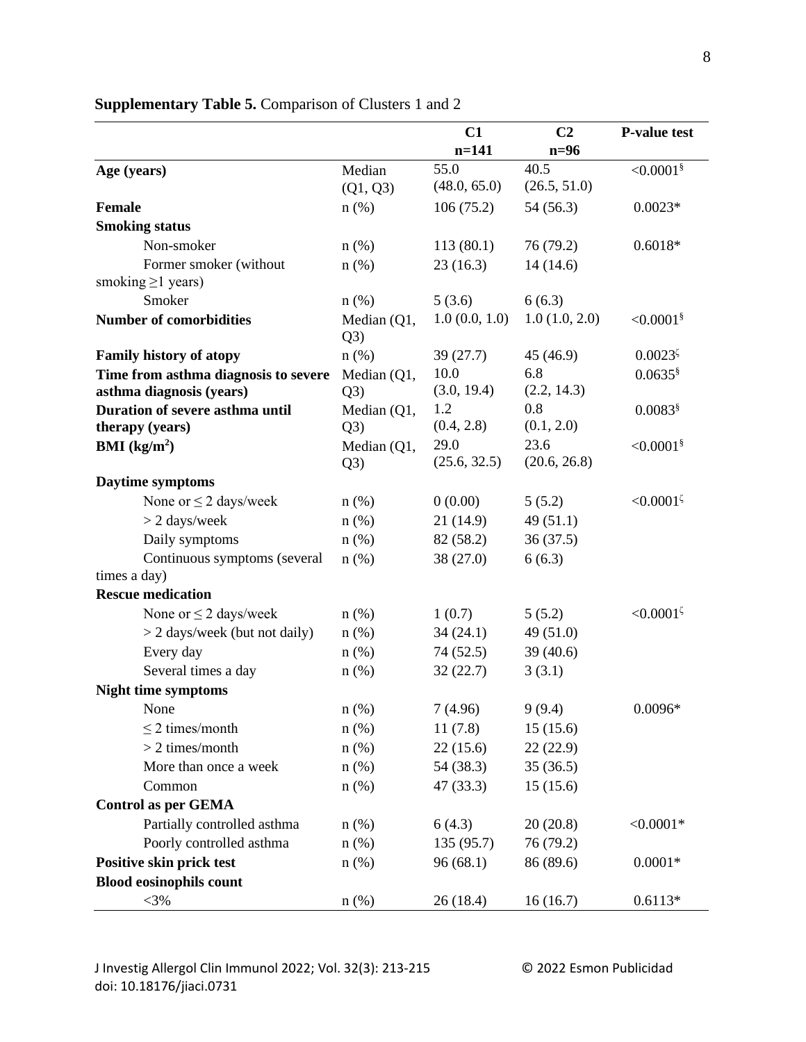**Supplementary Table 5.** Comparison of Clusters 1 and 2

| | | C1 n=141 | C2 n=96 | P-value test |
|---|---|---|---|---|
| **Age (years)** | Median (Q1, Q3) | 55.0 (48.0, 65.0) | 40.5 (26.5, 51.0) | <0.0001§ |
| **Female** | n (%) | 106 (75.2) | 54 (56.3) | 0.0023* |
| **Smoking status** | | | | |
| Non-smoker | n (%) | 113 (80.1) | 76 (79.2) | 0.6018* |
| Former smoker (without smoking ≥1 years) | n (%) | 23 (16.3) | 14 (14.6) | |
| Smoker | n (%) | 5 (3.6) | 6 (6.3) | |
| **Number of comorbidities** | Median (Q1, Q3) | 1.0 (0.0, 1.0) | 1.0 (1.0, 2.0) | <0.0001§ |
| **Family history of atopy** | n (%) | 39 (27.7) | 45 (46.9) | 0.0023ς |
| **Time from asthma diagnosis to severe asthma diagnosis (years)** | Median (Q1, Q3) | 10.0 (3.0, 19.4) | 6.8 (2.2, 14.3) | 0.0635§ |
| **Duration of severe asthma until therapy (years)** | Median (Q1, Q3) | 1.2 (0.4, 2.8) | 0.8 (0.1, 2.0) | 0.0083§ |
| **BMI (kg/m$^2$)** | Median (Q1, Q3) | 29.0 (25.6, 32.5) | 23.6 (20.6, 26.8) | <0.0001§ |
| **Daytime symptoms** | | | | |
| None or ≤ 2 days/week | n (%) | 0 (0.00) | 5 (5.2) | <0.0001ς |
| > 2 days/week | n (%) | 21 (14.9) | 49 (51.1) | |
| Daily symptoms | n (%) | 82 (58.2) | 36 (37.5) | |
| Continuous symptoms (several times a day) | n (%) | 38 (27.0) | 6 (6.3) | |
| **Rescue medication** | | | | |
| None or ≤ 2 days/week | n (%) | 1 (0.7) | 5 (5.2) | <0.0001ς |
| > 2 days/week (but not daily) | n (%) | 34 (24.1) | 49 (51.0) | |
| Every day | n (%) | 74 (52.5) | 39 (40.6) | |
| Several times a day | n (%) | 32 (22.7) | 3 (3.1) | |
| **Night time symptoms** | | | | |
| None | n (%) | 7 (4.96) | 9 (9.4) | 0.0096* |
| ≤ 2 times/month | n (%) | 11 (7.8) | 15 (15.6) | |
| > 2 times/month | n (%) | 22 (15.6) | 22 (22.9) | |
| More than once a week | n (%) | 54 (38.3) | 35 (36.5) | |
| Common | n (%) | 47 (33.3) | 15 (15.6) | |
| **Control as per GEMA** | | | | |
| Partially controlled asthma | n (%) | 6 (4.3) | 20 (20.8) | <0.0001* |
| Poorly controlled asthma | n (%) | 135 (95.7) | 76 (79.2) | |
| **Positive skin prick test** | n (%) | 96 (68.1) | 86 (89.6) | 0.0001* |
| **Blood eosinophils count** | | | | |
| <3% | n (%) | 26 (18.4) | 16 (16.7) | 0.6113* |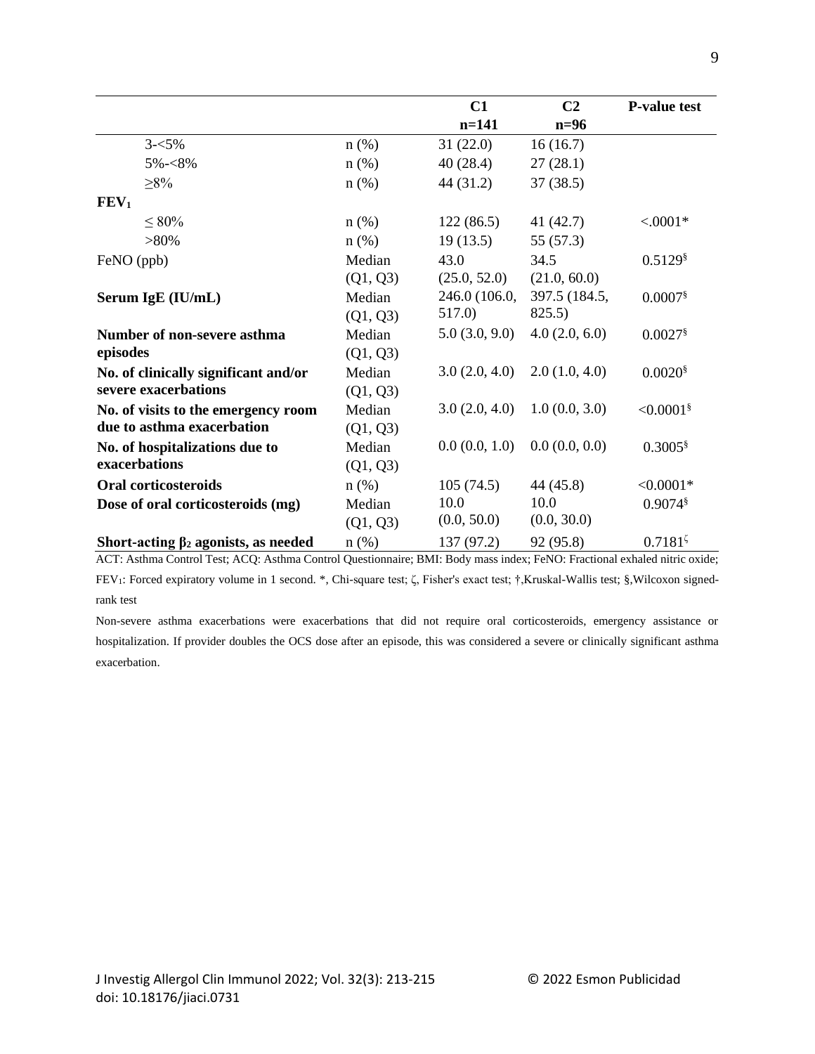|  |  | C1 n=141 | C2 n=96 | P-value test |
|---|---|---|---|---|
| 3-<5% | n (%) | 31 (22.0) | 16 (16.7) |  |
| 5%-<8% | n (%) | 40 (28.4) | 27 (28.1) |  |
| ≥8% | n (%) | 44 (31.2) | 37 (38.5) |  |
| **$FEV_1$** |  |  |  |  |
| ≤ 80% | n (%) | 122 (86.5) | 41 (42.7) | <.0001* |
| >80% | n (%) | 19 (13.5) | 55 (57.3) |  |
| FeNO (ppb) | Median (Q1, Q3) | 43.0 (25.0, 52.0) | 34.5 (21.0, 60.0) | 0.5129§ |
| **Serum IgE (IU/mL)** | Median (Q1, Q3) | 246.0 (106.0, 517.0) | 397.5 (184.5, 825.5) | 0.0007§ |
| **Number of non-severe asthma episodes** | Median (Q1, Q3) | 5.0 (3.0, 9.0) | 4.0 (2.0, 6.0) | 0.0027§ |
| **No. of clinically significant and/or severe exacerbations** | Median (Q1, Q3) | 3.0 (2.0, 4.0) | 2.0 (1.0, 4.0) | 0.0020§ |
| **No. of visits to the emergency room due to asthma exacerbation** | Median (Q1, Q3) | 3.0 (2.0, 4.0) | 1.0 (0.0, 3.0) | <0.0001§ |
| **No. of hospitalizations due to exacerbations** | Median (Q1, Q3) | 0.0 (0.0, 1.0) | 0.0 (0.0, 0.0) | 0.3005§ |
| **Oral corticosteroids** | n (%) | 105 (74.5) | 44 (45.8) | <0.0001* |
| **Dose of oral corticosteroids (mg)** | Median (Q1, Q3) | 10.0 (0.0, 50.0) | 10.0 (0.0, 30.0) | 0.9074§ |
| **Short-acting $\beta_2$ agonists, as needed** | n (%) | 137 (97.2) | 92 (95.8) | 0.7181ζ |

ACT: Asthma Control Test; ACQ: Asthma Control Questionnaire; BMI: Body mass index; FeNO: Fractional exhaled nitric oxide; $FEV_1$: Forced expiratory volume in 1 second. *, Chi-square test; ζ, Fisher's exact test; †,Kruskal-Wallis test; §,Wilcoxon signed-rank test

Non-severe asthma exacerbations were exacerbations that did not require oral corticosteroids, emergency assistance or hospitalization. If provider doubles the OCS dose after an episode, this was considered a severe or clinically significant asthma exacerbation.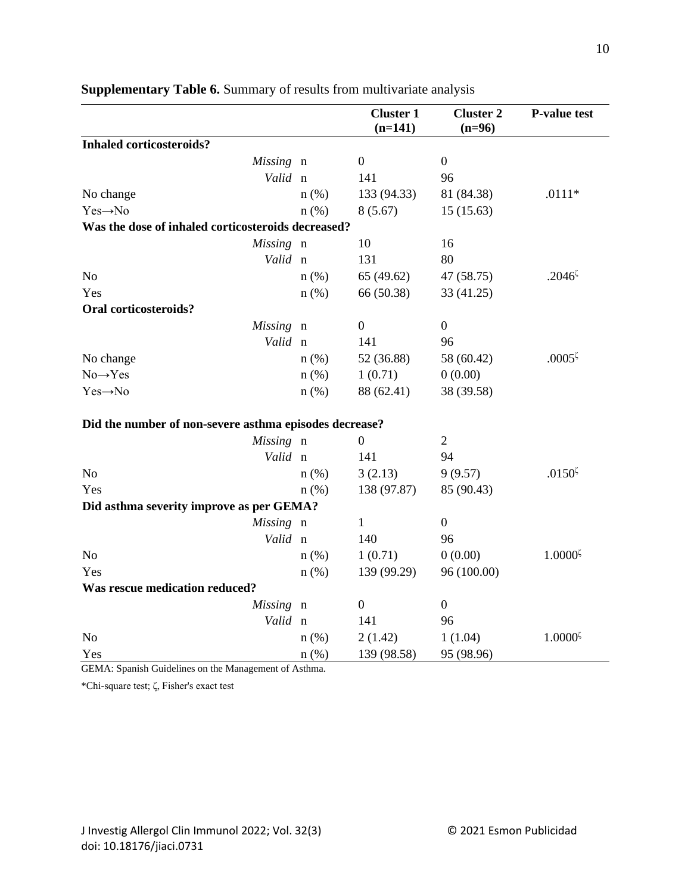**Supplementary Table 6.** Summary of results from multivariate analysis

| | | Cluster 1 (n=141) | Cluster 2 (n=96) | P-value test |
|---|---|---|---|---|
| **Inhaled corticosteroids?** | | | | |
| *Missing* | n | 0 | 0 | |
| *Valid* | n | 141 | 96 | |
| No change | n (%) | 133 (94.33) | 81 (84.38) | .0111* |
| Yes→No | n (%) | 8 (5.67) | 15 (15.63) | |
| **Was the dose of inhaled corticosteroids decreased?** | | | | |
| *Missing* | n | 10 | 16 | |
| *Valid* | n | 131 | 80 | |
| No | n (%) | 65 (49.62) | 47 (58.75) | .2046ζ |
| Yes | n (%) | 66 (50.38) | 33 (41.25) | |
| **Oral corticosteroids?** | | | | |
| *Missing* | n | 0 | 0 | |
| *Valid* | n | 141 | 96 | |
| No change | n (%) | 52 (36.88) | 58 (60.42) | .0005ζ |
| No→Yes | n (%) | 1 (0.71) | 0 (0.00) | |
| Yes→No | n (%) | 88 (62.41) | 38 (39.58) | |
| **Did the number of non-severe asthma episodes decrease?** | | | | |
| *Missing* | n | 0 | 2 | |
| *Valid* | n | 141 | 94 | |
| No | n (%) | 3 (2.13) | 9 (9.57) | .0150ζ |
| Yes | n (%) | 138 (97.87) | 85 (90.43) | |
| **Did asthma severity improve as per GEMA?** | | | | |
| *Missing* | n | 1 | 0 | |
| *Valid* | n | 140 | 96 | |
| No | n (%) | 1 (0.71) | 0 (0.00) | 1.0000ζ |
| Yes | n (%) | 139 (99.29) | 96 (100.00) | |
| **Was rescue medication reduced?** | | | | |
| *Missing* | n | 0 | 0 | |
| *Valid* | n | 141 | 96 | |
| No | n (%) | 2 (1.42) | 1 (1.04) | 1.0000ζ |
| Yes | n (%) | 139 (98.58) | 95 (98.96) | |

GEMA: Spanish Guidelines on the Management of Asthma.

*Chi-square test; ζ, Fisher's exact test